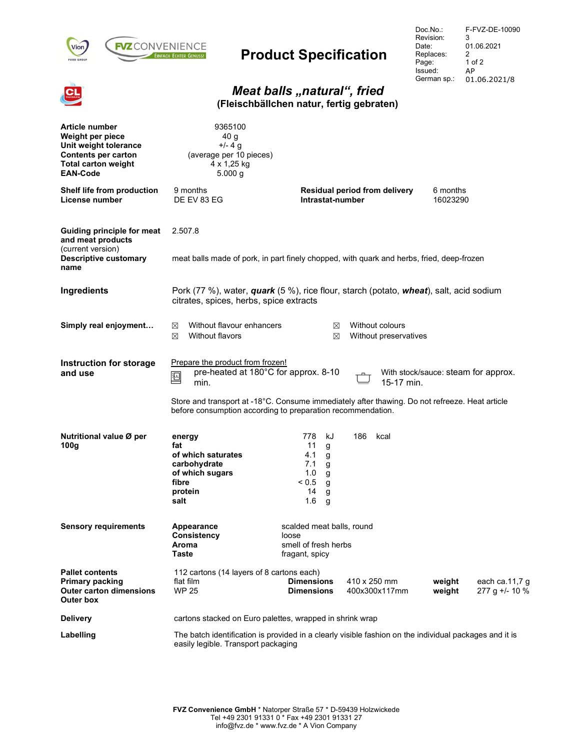| Doc.No.: | F-FVZ-DE-10090 |
|---|---|
| Revision: | 3 |
| Date: | 01.06.2021 |
| Replaces: | 2 |
| Page: | 1 of 2 |
| Issued: | AP |
| German sp.: | 01.06.2021/8 |

# Product Specification

## *Meat balls „natural“, fried*

**(Fleischbällchen natur, fertig gebraten)**

| | |
|---|---|
| **Article number** | 9365100 |
| **Weight per piece** | 40 g |
| **Unit weight tolerance** | +/- 4 g (average per 10 pieces) |
| **Contents per carton** | 4 x 1,25 kg |
| **Total carton weight** | 5.000 g |
| **EAN-Code** | |

| | | | |
|---|---|---|---|
| **Shelf life from production** | 9 months | **Residual period from delivery** | 6 months |
| **License number** | DE EV 83 EG | **Intrastat-number** | 16023290 |

**Guiding principle for meat and meat products** (current version): 2.507.8

**Descriptive customary name**: meat balls made of pork, in part finely chopped, with quark and herbs, fried, deep-frozen

**Ingredients**: Pork (77 %), water, ***quark*** (5 %), rice flour, starch (potato, ***wheat***), salt, acid sodium citrates, spices, herbs, spice extracts

**Simply real enjoyment…**

- ☒ Without flavour enhancers
- ☒ Without flavors
- ☒ Without colours
- ☒ Without preservatives

**Instruction for storage and use**

Prepare the product from frozen!

- pre-heated at 180°C for approx. 8-10 min.
- With stock/sauce: steam for approx. 15-17 min.

Store and transport at -18°C. Consume immediately after thawing. Do not refreeze. Heat article before consumption according to preparation recommendation.

**Nutritional value Ø per 100g**

| | | | | |
|---|---|---|---|---|
| **energy** | 778 | kJ | 186 | kcal |
| **fat** | 11 | g | | |
| **of which saturates** | 4.1 | g | | |
| **carbohydrate** | 7.1 | g | | |
| **of which sugars** | 1.0 | g | | |
| **fibre** | < 0.5 | g | | |
| **protein** | 14 | g | | |
| **salt** | 1.6 | g | | |

**Sensory requirements**

| | |
|---|---|
| **Appearance** | scalded meat balls, round |
| **Consistency** | loose |
| **Aroma** | smell of fresh herbs |
| **Taste** | fragant, spicy |

| | | | | | |
|---|---|---|---|---|---|
| **Pallet contents** | 112 cartons (14 layers of 8 cartons each) | | | | |
| **Primary packing** | flat film | **Dimensions** | 410 x 250 mm | **weight** | each ca.11,7 g |
| **Outer carton dimensions** / **Outer box** | WP 25 | **Dimensions** | 400x300x117mm | **weight** | 277 g +/- 10 % |

**Delivery**: cartons stacked on Euro palettes, wrapped in shrink wrap

**Labelling**: The batch identification is provided in a clearly visible fashion on the individual packages and it is easily legible. Transport packaging

**FVZ Convenience GmbH** * Natorper Straße 57 * D-59439 Holzwickede
Tel +49 2301 91331 0 * Fax +49 2301 91331 27
info@fvz.de * www.fvz.de * A Vion Company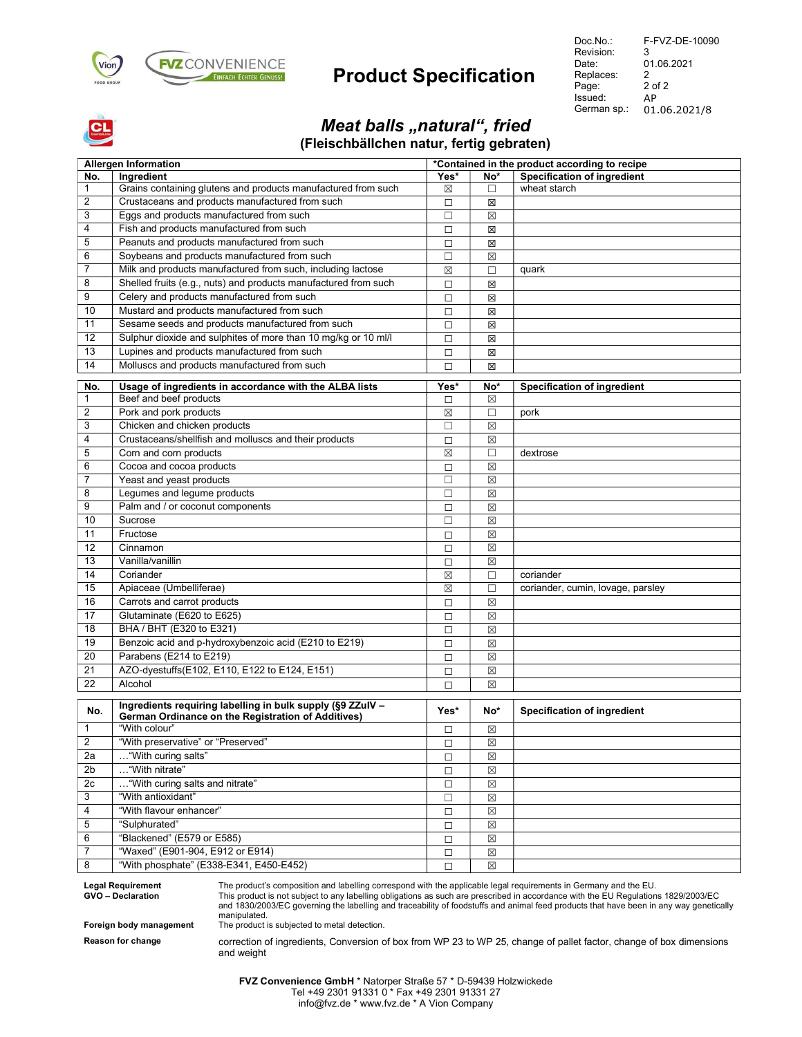| Doc.No.: | F-FVZ-DE-10090 |
|---|---|
| Revision: | 3 |
| Date: | 01.06.2021 |
| Replaces: | 2 |
| Issued: | AP |
| German sp.: | 01.06.2021/8 |

# Product Specification

## *Meat balls „natural“, fried*

### (Fleischbällchen natur, fertig gebraten)

| Allergen Information | | *Contained in the product according to recipe | | |
|---|---|---|---|---|
| **No.** | **Ingredient** | **Yes*** | **No*** | **Specification of ingredient** |
| 1 | Grains containing glutens and products manufactured from such | ☒ | ☐ | wheat starch |
| 2 | Crustaceans and products manufactured from such | ☐ | ☒ | |
| 3 | Eggs and products manufactured from such | ☐ | ☒ | |
| 4 | Fish and products manufactured from such | ☐ | ☒ | |
| 5 | Peanuts and products manufactured from such | ☐ | ☒ | |
| 6 | Soybeans and products manufactured from such | ☐ | ☒ | |
| 7 | Milk and products manufactured from such, including lactose | ☒ | ☐ | quark |
| 8 | Shelled fruits (e.g., nuts) and products manufactured from such | ☐ | ☒ | |
| 9 | Celery and products manufactured from such | ☐ | ☒ | |
| 10 | Mustard and products manufactured from such | ☐ | ☒ | |
| 11 | Sesame seeds and products manufactured from such | ☐ | ☒ | |
| 12 | Sulphur dioxide and sulphites of more than 10 mg/kg or 10 ml/l | ☐ | ☒ | |
| 13 | Lupines and products manufactured from such | ☐ | ☒ | |
| 14 | Molluscs and products manufactured from such | ☐ | ☒ | |

| No. | Usage of ingredients in accordance with the ALBA lists | Yes* | No* | Specification of ingredient |
|---|---|---|---|---|
| 1 | Beef and beef products | ☐ | ☒ | |
| 2 | Pork and pork products | ☒ | ☐ | pork |
| 3 | Chicken and chicken products | ☐ | ☒ | |
| 4 | Crustaceans/shellfish and molluscs and their products | ☐ | ☒ | |
| 5 | Corn and corn products | ☒ | ☐ | dextrose |
| 6 | Cocoa and cocoa products | ☐ | ☒ | |
| 7 | Yeast and yeast products | ☐ | ☒ | |
| 8 | Legumes and legume products | ☐ | ☒ | |
| 9 | Palm and / or coconut components | ☐ | ☒ | |
| 10 | Sucrose | ☐ | ☒ | |
| 11 | Fructose | ☐ | ☒ | |
| 12 | Cinnamon | ☐ | ☒ | |
| 13 | Vanilla/vanillin | ☐ | ☒ | |
| 14 | Coriander | ☒ | ☐ | coriander |
| 15 | Apiaceae (Umbelliferae) | ☒ | ☐ | coriander, cumin, lovage, parsley |
| 16 | Carrots and carrot products | ☐ | ☒ | |
| 17 | Glutaminate (E620 to E625) | ☐ | ☒ | |
| 18 | BHA / BHT (E320 to E321) | ☐ | ☒ | |
| 19 | Benzoic acid and p-hydroxybenzoic acid (E210 to E219) | ☐ | ☒ | |
| 20 | Parabens (E214 to E219) | ☐ | ☒ | |
| 21 | AZO-dyestuffs(E102, E110, E122 to E124, E151) | ☐ | ☒ | |
| 22 | Alcohol | ☐ | ☒ | |

| No. | Ingredients requiring labelling in bulk supply (§9 ZZulV – German Ordinance on the Registration of Additives) | Yes* | No* | Specification of ingredient |
|---|---|---|---|---|
| 1 | "With colour" | ☐ | ☒ | |
| 2 | "With preservative" or "Preserved" | ☐ | ☒ | |
| 2a | …"With curing salts" | ☐ | ☒ | |
| 2b | …"With nitrate" | ☐ | ☒ | |
| 2c | …"With curing salts and nitrate" | ☐ | ☒ | |
| 3 | "With antioxidant" | ☐ | ☒ | |
| 4 | "With flavour enhancer" | ☐ | ☒ | |
| 5 | "Sulphurated" | ☐ | ☒ | |
| 6 | "Blackened" (E579 or E585) | ☐ | ☒ | |
| 7 | "Waxed" (E901-904, E912 or E914) | ☐ | ☒ | |
| 8 | "With phosphate" (E338-E341, E450-E452) | ☐ | ☒ | |

**Legal Requirement** The product's composition and labelling correspond with the applicable legal requirements in Germany and the EU.

**GVO – Declaration** This product is not subject to any labelling obligations as such are prescribed in accordance with the EU Regulations 1829/2003/EC and 1830/2003/EC governing the labelling and traceability of foodstuffs and animal feed products that have been in any way genetically manipulated.

**Foreign body management** The product is subjected to metal detection.

**Reason for change** correction of ingredients, Conversion of box from WP 23 to WP 25, change of pallet factor, change of box dimensions and weight

**FVZ Convenience GmbH** * Natorper Straße 57 * D-59439 Holzwickede
Tel +49 2301 91331 0 * Fax +49 2301 91331 27
info@fvz.de * www.fvz.de * A Vion Company